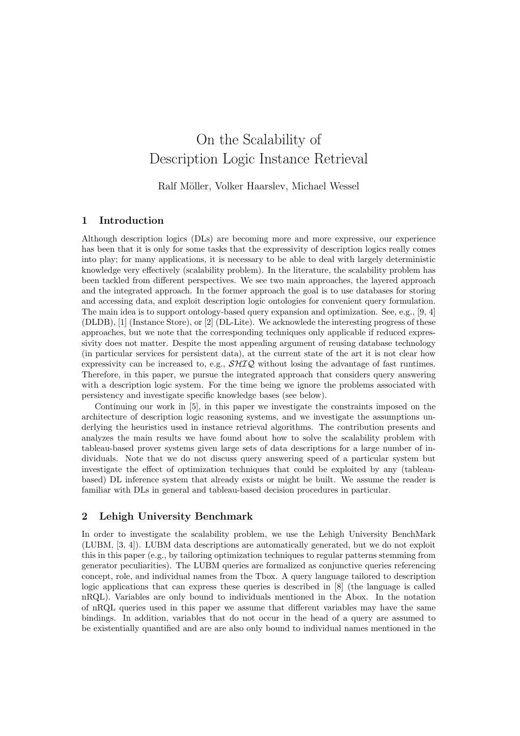# On the Scalability of Description Logic Instance Retrieval

Ralf Möller, Volker Haarslev, Michael Wessel

## 1 Introduction

Although description logics (DLs) are becoming more and more expressive, our experience has been that it is only for some tasks that the expressivity of description logics really comes into play; for many applications, it is necessary to be able to deal with largely deterministic knowledge very effectively (scalability problem). In the literature, the scalability problem has been tackled from different perspectives. We see two main approaches, the layered approach and the integrated approach. In the former approach the goal is to use databases for storing and accessing data, and exploit description logic ontologies for convenient query formulation. The main idea is to support ontology-based query expansion and optimization. See, e.g., [9, 4] (DLDB), [1] (Instance Store), or [2] (DL-Lite). We acknowlede the interesting progress of these approaches, but we note that the corresponding techniques only applicable if reduced expressivity does not matter. Despite the most appealing argument of reusing database technology (in particular services for persistent data), at the current state of the art it is not clear how expressivity can be increased to, e.g., $\mathcal{SHIQ}$ without losing the advantage of fast runtimes. Therefore, in this paper, we pursue the integrated approach that considers query answering with a description logic system. For the time being we ignore the problems associated with persistency and investigate specific knowledge bases (see below).

Continuing our work in [5], in this paper we investigate the constraints imposed on the architecture of description logic reasoning systems, and we investigate the assumptions underlying the heuristics used in instance retrieval algorithms. The contribution presents and analyzes the main results we have found about how to solve the scalability problem with tableau-based prover systems given large sets of data descriptions for a large number of individuals. Note that we do not discuss query answering speed of a particular system but investigate the effect of optimization techniques that could be exploited by any (tableau-based) DL inference system that already exists or might be built. We assume the reader is familiar with DLs in general and tableau-based decision procedures in particular.

## 2 Lehigh University Benchmark

In order to investigate the scalability problem, we use the Lehigh University BenchMark (LUBM, [3, 4]). LUBM data descriptions are automatically generated, but we do not exploit this in this paper (e.g., by tailoring optimization techniques to regular patterns stemming from generator peculiarities). The LUBM queries are formalized as conjunctive queries referencing concept, role, and individual names from the Tbox. A query language tailored to description logic applications that can express these queries is described in [8] (the language is called nRQL). Variables are only bound to individuals mentioned in the Abox. In the notation of nRQL queries used in this paper we assume that different variables may have the same bindings. In addition, variables that do not occur in the head of a query are assumed to be existentially quantified and are are also only bound to individual names mentioned in the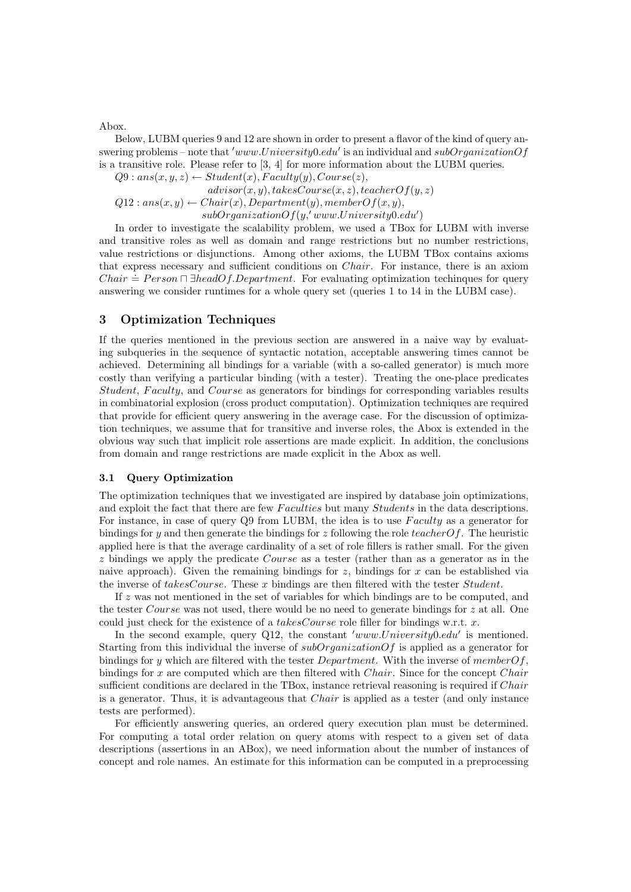Abox.

Below, LUBM queries 9 and 12 are shown in order to present a flavor of the kind of query answering problems – note that $'www.University0.edu'$ is an individual and $subOrganizationOf$ is a transitive role. Please refer to [3, 4] for more information about the LUBM queries.

$$Q9 : ans(x, y, z) \leftarrow Student(x), Faculty(y), Course(z), advisor(x, y), takesCourse(x, z), teacherOf(y, z)$$

$$Q12 : ans(x, y) \leftarrow Chair(x), Department(y), memberOf(x, y), subOrganizationOf(y, 'www.University0.edu')$$

In order to investigate the scalability problem, we used a TBox for LUBM with inverse and transitive roles as well as domain and range restrictions but no number restrictions, value restrictions or disjunctions. Among other axioms, the LUBM TBox contains axioms that express necessary and sufficient conditions on $Chair$. For instance, there is an axiom $Chair \doteq Person \sqcap \exists headOf.Department$. For evaluating optimization techinques for query answering we consider runtimes for a whole query set (queries 1 to 14 in the LUBM case).

## 3 Optimization Techniques

If the queries mentioned in the previous section are answered in a naive way by evaluating subqueries in the sequence of syntactic notation, acceptable answering times cannot be achieved. Determining all bindings for a variable (with a so-called generator) is much more costly than verifying a particular binding (with a tester). Treating the one-place predicates $Student$, $Faculty$, and $Course$ as generators for bindings for corresponding variables results in combinatorial explosion (cross product computation). Optimization techniques are required that provide for efficient query answering in the average case. For the discussion of optimization techniques, we assume that for transitive and inverse roles, the Abox is extended in the obvious way such that implicit role assertions are made explicit. In addition, the conclusions from domain and range restrictions are made explicit in the Abox as well.

### 3.1 Query Optimization

The optimization techniques that we investigated are inspired by database join optimizations, and exploit the fact that there are few $Faculties$ but many $Students$ in the data descriptions. For instance, in case of query Q9 from LUBM, the idea is to use $Faculty$ as a generator for bindings for $y$ and then generate the bindings for $z$ following the role $teacherOf$. The heuristic applied here is that the average cardinality of a set of role fillers is rather small. For the given $z$ bindings we apply the predicate $Course$ as a tester (rather than as a generator as in the naive approach). Given the remaining bindings for $z$, bindings for $x$ can be established via the inverse of $takesCourse$. These $x$ bindings are then filtered with the tester $Student$.

If $z$ was not mentioned in the set of variables for which bindings are to be computed, and the tester $Course$ was not used, there would be no need to generate bindings for $z$ at all. One could just check for the existence of a $takesCourse$ role filler for bindings w.r.t. $x$.

In the second example, query Q12, the constant $'www.University0.edu'$ is mentioned. Starting from this individual the inverse of $subOrganizationOf$ is applied as a generator for bindings for $y$ which are filtered with the tester $Department$. With the inverse of $memberOf$, bindings for $x$ are computed which are then filtered with $Chair$. Since for the concept $Chair$ sufficient conditions are declared in the TBox, instance retrieval reasoning is required if $Chair$ is a generator. Thus, it is advantageous that $Chair$ is applied as a tester (and only instance tests are performed).

For efficiently answering queries, an ordered query execution plan must be determined. For computing a total order relation on query atoms with respect to a given set of data descriptions (assertions in an ABox), we need information about the number of instances of concept and role names. An estimate for this information can be computed in a preprocessing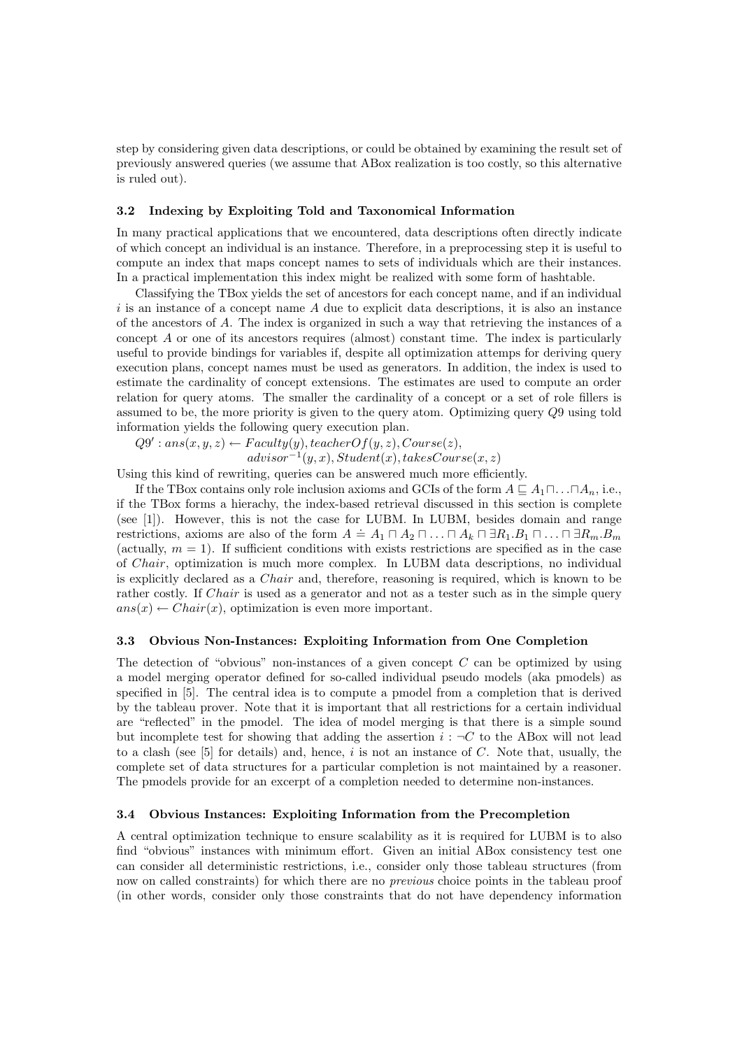step by considering given data descriptions, or could be obtained by examining the result set of previously answered queries (we assume that ABox realization is too costly, so this alternative is ruled out).

### 3.2 Indexing by Exploiting Told and Taxonomical Information

In many practical applications that we encountered, data descriptions often directly indicate of which concept an individual is an instance. Therefore, in a preprocessing step it is useful to compute an index that maps concept names to sets of individuals which are their instances. In a practical implementation this index might be realized with some form of hashtable.

Classifying the TBox yields the set of ancestors for each concept name, and if an individual $i$ is an instance of a concept name $A$ due to explicit data descriptions, it is also an instance of the ancestors of $A$. The index is organized in such a way that retrieving the instances of a concept $A$ or one of its ancestors requires (almost) constant time. The index is particularly useful to provide bindings for variables if, despite all optimization attemps for deriving query execution plans, concept names must be used as generators. In addition, the index is used to estimate the cardinality of concept extensions. The estimates are used to compute an order relation for query atoms. The smaller the cardinality of a concept or a set of role fillers is assumed to be, the more priority is given to the query atom. Optimizing query $Q9$ using told information yields the following query execution plan.

$$Q9' : ans(x, y, z) \leftarrow Faculty(y), teacherOf(y, z), Course(z),$$
$$advisor^{-1}(y, x), Student(x), takesCourse(x, z)$$

Using this kind of rewriting, queries can be answered much more efficiently.

If the TBox contains only role inclusion axioms and GCIs of the form $A \sqsubseteq A_1 \sqcap \ldots \sqcap A_n$, i.e., if the TBox forms a hierachy, the index-based retrieval discussed in this section is complete (see [1]). However, this is not the case for LUBM. In LUBM, besides domain and range restrictions, axioms are also of the form $A \doteq A_1 \sqcap A_2 \sqcap \ldots \sqcap A_k \sqcap \exists R_1.B_1 \sqcap \ldots \sqcap \exists R_m.B_m$ (actually, $m = 1$). If sufficient conditions with exists restrictions are specified as in the case of $Chair$, optimization is much more complex. In LUBM data descriptions, no individual is explicitly declared as a $Chair$ and, therefore, reasoning is required, which is known to be rather costly. If $Chair$ is used as a generator and not as a tester such as in the simple query $ans(x) \leftarrow Chair(x)$, optimization is even more important.

### 3.3 Obvious Non-Instances: Exploiting Information from One Completion

The detection of "obvious" non-instances of a given concept $C$ can be optimized by using a model merging operator defined for so-called individual pseudo models (aka pmodels) as specified in [5]. The central idea is to compute a pmodel from a completion that is derived by the tableau prover. Note that it is important that all restrictions for a certain individual are "reflected" in the pmodel. The idea of model merging is that there is a simple sound but incomplete test for showing that adding the assertion $i : \neg C$ to the ABox will not lead to a clash (see [5] for details) and, hence, $i$ is not an instance of $C$. Note that, usually, the complete set of data structures for a particular completion is not maintained by a reasoner. The pmodels provide for an excerpt of a completion needed to determine non-instances.

### 3.4 Obvious Instances: Exploiting Information from the Precompletion

A central optimization technique to ensure scalability as it is required for LUBM is to also find "obvious" instances with minimum effort. Given an initial ABox consistency test one can consider all deterministic restrictions, i.e., consider only those tableau structures (from now on called constraints) for which there are no *previous* choice points in the tableau proof (in other words, consider only those constraints that do not have dependency information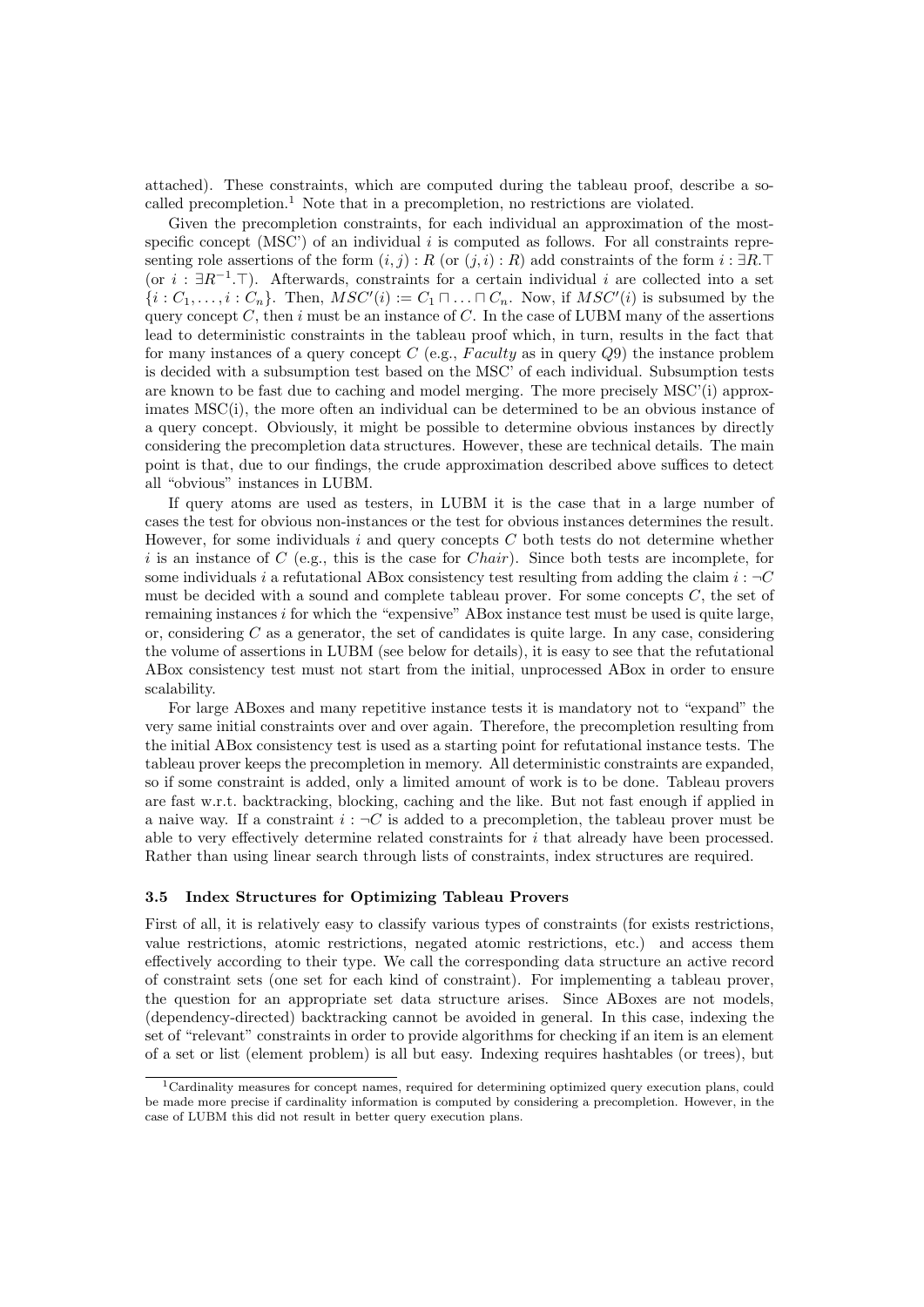attached). These constraints, which are computed during the tableau proof, describe a so-called precompletion.[1] Note that in a precompletion, no restrictions are violated.

Given the precompletion constraints, for each individual an approximation of the most-specific concept (MSC') of an individual $i$ is computed as follows. For all constraints representing role assertions of the form $(i, j) : R$ (or $(j, i) : R$) add constraints of the form $i : \exists R.\top$ (or $i : \exists R^{-1}.\top$). Afterwards, constraints for a certain individual $i$ are collected into a set $\{i : C_1, \ldots, i : C_n\}$. Then, $MSC'(i) := C_1 \sqcap \ldots \sqcap C_n$. Now, if $MSC'(i)$ is subsumed by the query concept $C$, then $i$ must be an instance of $C$. In the case of LUBM many of the assertions lead to deterministic constraints in the tableau proof which, in turn, results in the fact that for many instances of a query concept $C$ (e.g., *Faculty* as in query $Q9$) the instance problem is decided with a subsumption test based on the MSC' of each individual. Subsumption tests are known to be fast due to caching and model merging. The more precisely MSC'(i) approximates MSC(i), the more often an individual can be determined to be an obvious instance of a query concept. Obviously, it might be possible to determine obvious instances by directly considering the precompletion data structures. However, these are technical details. The main point is that, due to our findings, the crude approximation described above suffices to detect all "obvious" instances in LUBM.

If query atoms are used as testers, in LUBM it is the case that in a large number of cases the test for obvious non-instances or the test for obvious instances determines the result. However, for some individuals $i$ and query concepts $C$ both tests do not determine whether $i$ is an instance of $C$ (e.g., this is the case for *Chair*). Since both tests are incomplete, for some individuals $i$ a refutational ABox consistency test resulting from adding the claim $i : \neg C$ must be decided with a sound and complete tableau prover. For some concepts $C$, the set of remaining instances $i$ for which the "expensive" ABox instance test must be used is quite large, or, considering $C$ as a generator, the set of candidates is quite large. In any case, considering the volume of assertions in LUBM (see below for details), it is easy to see that the refutational ABox consistency test must not start from the initial, unprocessed ABox in order to ensure scalability.

For large ABoxes and many repetitive instance tests it is mandatory not to "expand" the very same initial constraints over and over again. Therefore, the precompletion resulting from the initial ABox consistency test is used as a starting point for refutational instance tests. The tableau prover keeps the precompletion in memory. All deterministic constraints are expanded, so if some constraint is added, only a limited amount of work is to be done. Tableau provers are fast w.r.t. backtracking, blocking, caching and the like. But not fast enough if applied in a naive way. If a constraint $i : \neg C$ is added to a precompletion, the tableau prover must be able to very effectively determine related constraints for $i$ that already have been processed. Rather than using linear search through lists of constraints, index structures are required.

### 3.5 Index Structures for Optimizing Tableau Provers

First of all, it is relatively easy to classify various types of constraints (for exists restrictions, value restrictions, atomic restrictions, negated atomic restrictions, etc.) and access them effectively according to their type. We call the corresponding data structure an active record of constraint sets (one set for each kind of constraint). For implementing a tableau prover, the question for an appropriate set data structure arises. Since ABoxes are not models, (dependency-directed) backtracking cannot be avoided in general. In this case, indexing the set of "relevant" constraints in order to provide algorithms for checking if an item is an element of a set or list (element problem) is all but easy. Indexing requires hashtables (or trees), but

[1] Cardinality measures for concept names, required for determining optimized query execution plans, could be made more precise if cardinality information is computed by considering a precompletion. However, in the case of LUBM this did not result in better query execution plans.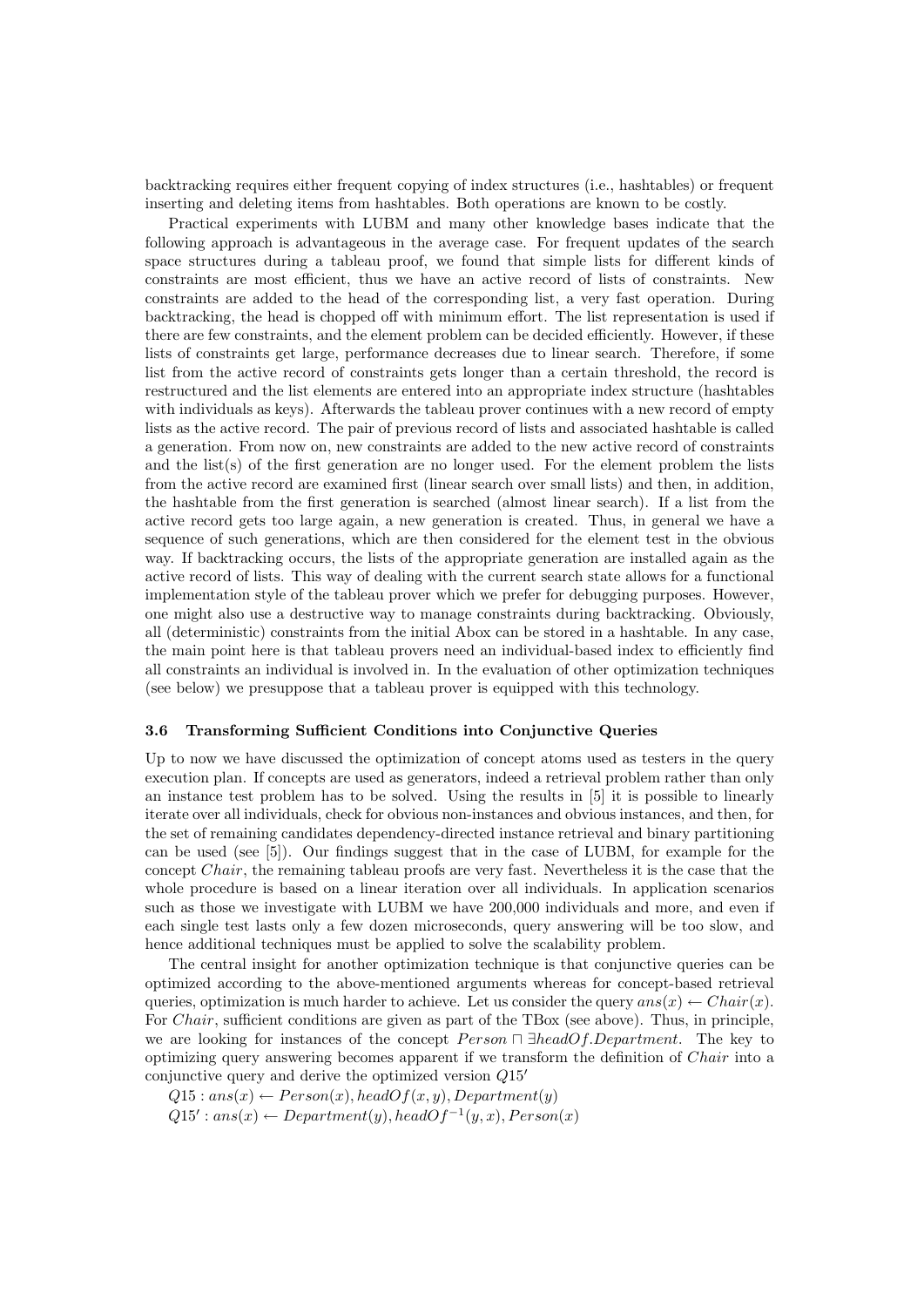backtracking requires either frequent copying of index structures (i.e., hashtables) or frequent inserting and deleting items from hashtables. Both operations are known to be costly.

Practical experiments with LUBM and many other knowledge bases indicate that the following approach is advantageous in the average case. For frequent updates of the search space structures during a tableau proof, we found that simple lists for different kinds of constraints are most efficient, thus we have an active record of lists of constraints. New constraints are added to the head of the corresponding list, a very fast operation. During backtracking, the head is chopped off with minimum effort. The list representation is used if there are few constraints, and the element problem can be decided efficiently. However, if these lists of constraints get large, performance decreases due to linear search. Therefore, if some list from the active record of constraints gets longer than a certain threshold, the record is restructured and the list elements are entered into an appropriate index structure (hashtables with individuals as keys). Afterwards the tableau prover continues with a new record of empty lists as the active record. The pair of previous record of lists and associated hashtable is called a generation. From now on, new constraints are added to the new active record of constraints and the list(s) of the first generation are no longer used. For the element problem the lists from the active record are examined first (linear search over small lists) and then, in addition, the hashtable from the first generation is searched (almost linear search). If a list from the active record gets too large again, a new generation is created. Thus, in general we have a sequence of such generations, which are then considered for the element test in the obvious way. If backtracking occurs, the lists of the appropriate generation are installed again as the active record of lists. This way of dealing with the current search state allows for a functional implementation style of the tableau prover which we prefer for debugging purposes. However, one might also use a destructive way to manage constraints during backtracking. Obviously, all (deterministic) constraints from the initial Abox can be stored in a hashtable. In any case, the main point here is that tableau provers need an individual-based index to efficiently find all constraints an individual is involved in. In the evaluation of other optimization techniques (see below) we presuppose that a tableau prover is equipped with this technology.

### 3.6 Transforming Sufficient Conditions into Conjunctive Queries

Up to now we have discussed the optimization of concept atoms used as testers in the query execution plan. If concepts are used as generators, indeed a retrieval problem rather than only an instance test problem has to be solved. Using the results in [5] it is possible to linearly iterate over all individuals, check for obvious non-instances and obvious instances, and then, for the set of remaining candidates dependency-directed instance retrieval and binary partitioning can be used (see [5]). Our findings suggest that in the case of LUBM, for example for the concept $Chair$, the remaining tableau proofs are very fast. Nevertheless it is the case that the whole procedure is based on a linear iteration over all individuals. In application scenarios such as those we investigate with LUBM we have 200,000 individuals and more, and even if each single test lasts only a few dozen microseconds, query answering will be too slow, and hence additional techniques must be applied to solve the scalability problem.

The central insight for another optimization technique is that conjunctive queries can be optimized according to the above-mentioned arguments whereas for concept-based retrieval queries, optimization is much harder to achieve. Let us consider the query $ans(x) \leftarrow Chair(x)$. For $Chair$, sufficient conditions are given as part of the TBox (see above). Thus, in principle, we are looking for instances of the concept $Person \sqcap \exists headOf.Department$. The key to optimizing query answering becomes apparent if we transform the definition of $Chair$ into a conjunctive query and derive the optimized version $Q15'$

$Q15 : ans(x) \leftarrow Person(x), headOf(x, y), Department(y)$

$Q15' : ans(x) \leftarrow Department(y), headOf^{-1}(y, x), Person(x)$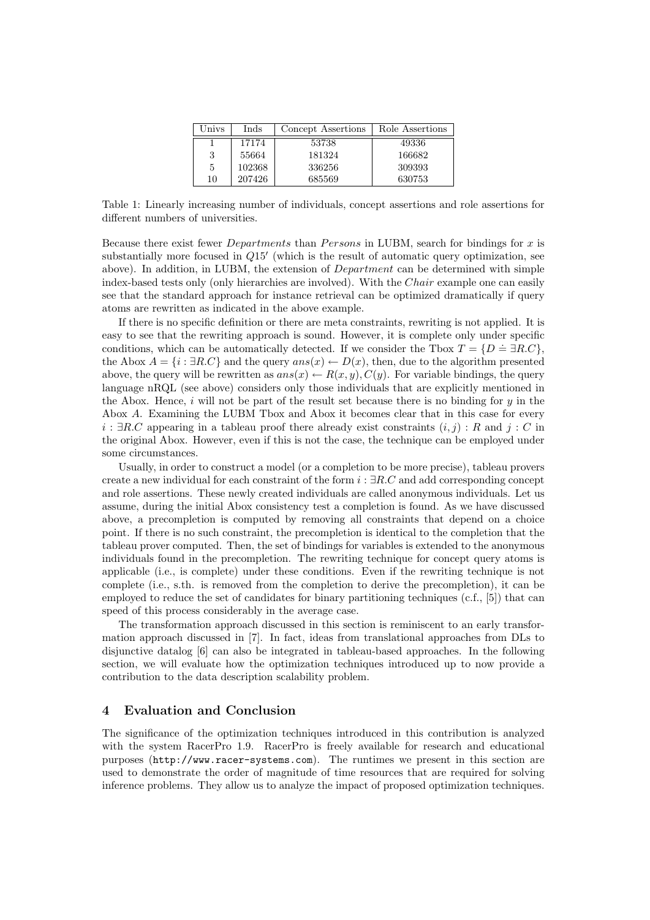| Univs | Inds | Concept Assertions | Role Assertions |
|---|---|---|---|
| 1 | 17174 | 53738 | 49336 |
| 3 | 55664 | 181324 | 166682 |
| 5 | 102368 | 336256 | 309393 |
| 10 | 207426 | 685569 | 630753 |

Table 1: Linearly increasing number of individuals, concept assertions and role assertions for different numbers of universities.

Because there exist fewer *Departments* than *Persons* in LUBM, search for bindings for $x$ is substantially more focused in $Q15'$ (which is the result of automatic query optimization, see above). In addition, in LUBM, the extension of *Department* can be determined with simple index-based tests only (only hierarchies are involved). With the *Chair* example one can easily see that the standard approach for instance retrieval can be optimized dramatically if query atoms are rewritten as indicated in the above example.

If there is no specific definition or there are meta constraints, rewriting is not applied. It is easy to see that the rewriting approach is sound. However, it is complete only under specific conditions, which can be automatically detected. If we consider the Tbox $T = \{D \doteq \exists R.C\}$, the Abox $A = \{i : \exists R.C\}$ and the query $ans(x) \leftarrow D(x)$, then, due to the algorithm presented above, the query will be rewritten as $ans(x) \leftarrow R(x, y), C(y)$. For variable bindings, the query language nRQL (see above) considers only those individuals that are explicitly mentioned in the Abox. Hence, $i$ will not be part of the result set because there is no binding for $y$ in the Abox $A$. Examining the LUBM Tbox and Abox it becomes clear that in this case for every $i : \exists R.C$ appearing in a tableau proof there already exist constraints $(i, j) : R$ and $j : C$ in the original Abox. However, even if this is not the case, the technique can be employed under some circumstances.

Usually, in order to construct a model (or a completion to be more precise), tableau provers create a new individual for each constraint of the form $i : \exists R.C$ and add corresponding concept and role assertions. These newly created individuals are called anonymous individuals. Let us assume, during the initial Abox consistency test a completion is found. As we have discussed above, a precompletion is computed by removing all constraints that depend on a choice point. If there is no such constraint, the precompletion is identical to the completion that the tableau prover computed. Then, the set of bindings for variables is extended to the anonymous individuals found in the precompletion. The rewriting technique for concept query atoms is applicable (i.e., is complete) under these conditions. Even if the rewriting technique is not complete (i.e., s.th. is removed from the completion to derive the precompletion), it can be employed to reduce the set of candidates for binary partitioning techniques (c.f., [5]) that can speed of this process considerably in the average case.

The transformation approach discussed in this section is reminiscent to an early transformation approach discussed in [7]. In fact, ideas from translational approaches from DLs to disjunctive datalog [6] can also be integrated in tableau-based approaches. In the following section, we will evaluate how the optimization techniques introduced up to now provide a contribution to the data description scalability problem.

## 4 Evaluation and Conclusion

The significance of the optimization techniques introduced in this contribution is analyzed with the system RacerPro 1.9. RacerPro is freely available for research and educational purposes (`http://www.racer-systems.com`). The runtimes we present in this section are used to demonstrate the order of magnitude of time resources that are required for solving inference problems. They allow us to analyze the impact of proposed optimization techniques.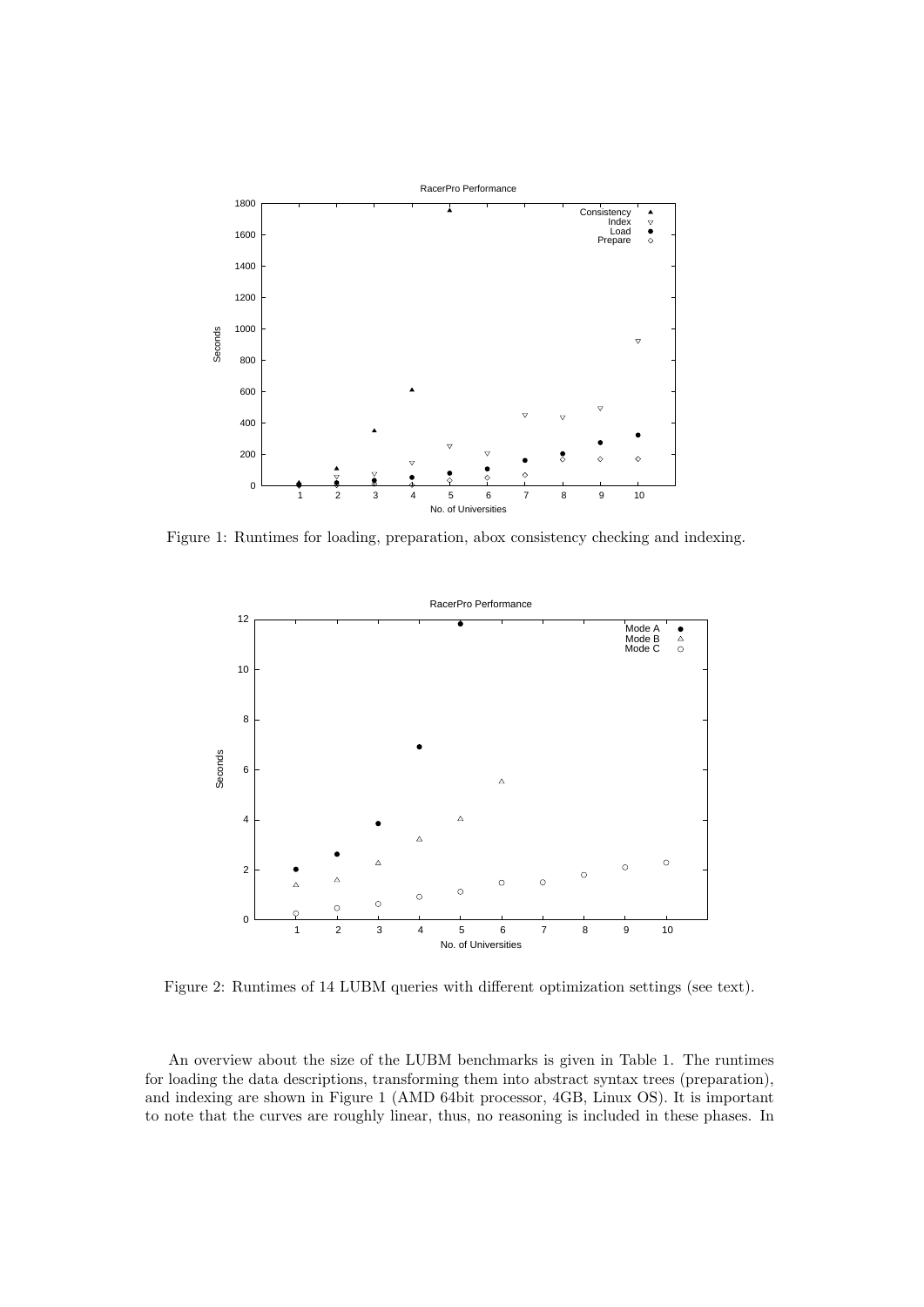Figure 1: Runtimes for loading, preparation, abox consistency checking and indexing.

Figure 2: Runtimes of 14 LUBM queries with different optimization settings (see text).

An overview about the size of the LUBM benchmarks is given in Table 1. The runtimes for loading the data descriptions, transforming them into abstract syntax trees (preparation), and indexing are shown in Figure 1 (AMD 64bit processor, 4GB, Linux OS). It is important to note that the curves are roughly linear, thus, no reasoning is included in these phases. In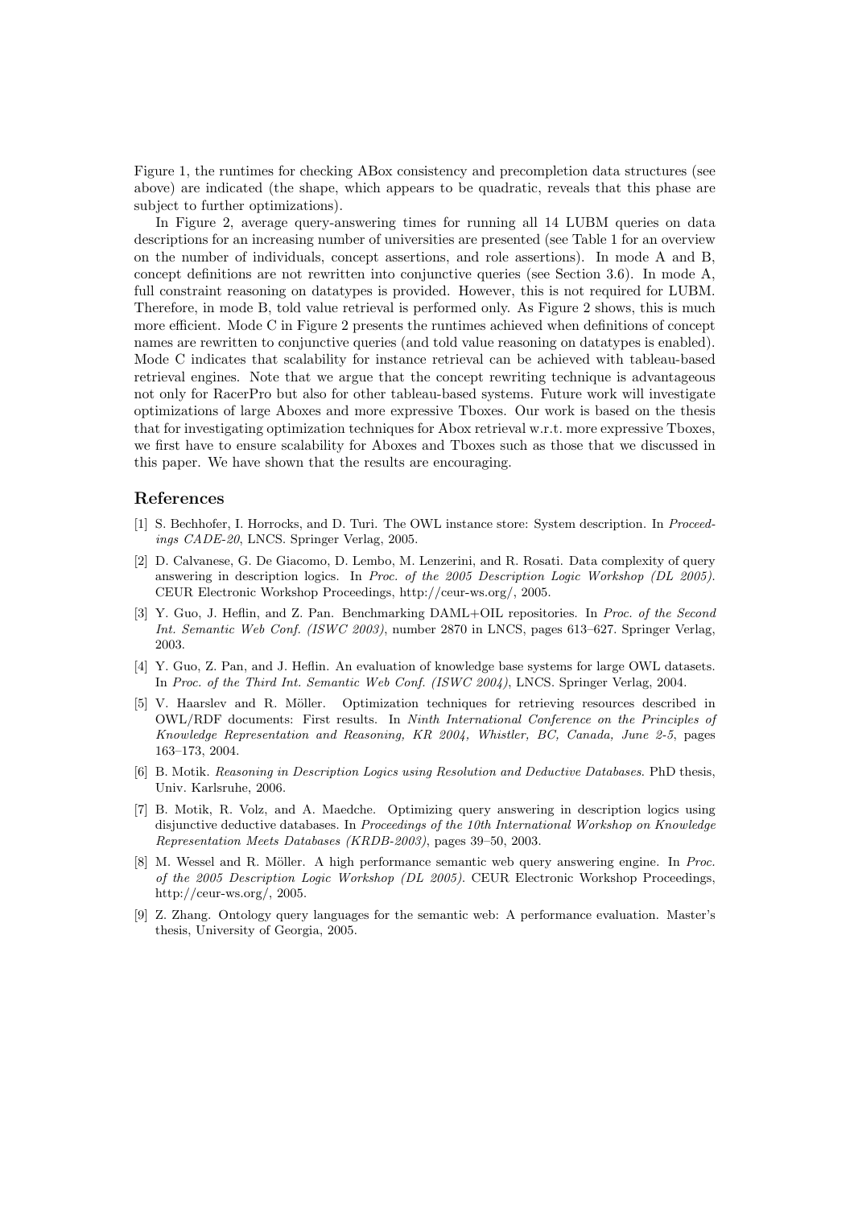Figure 1, the runtimes for checking ABox consistency and precompletion data structures (see above) are indicated (the shape, which appears to be quadratic, reveals that this phase are subject to further optimizations).

In Figure 2, average query-answering times for running all 14 LUBM queries on data descriptions for an increasing number of universities are presented (see Table 1 for an overview on the number of individuals, concept assertions, and role assertions). In mode A and B, concept definitions are not rewritten into conjunctive queries (see Section 3.6). In mode A, full constraint reasoning on datatypes is provided. However, this is not required for LUBM. Therefore, in mode B, told value retrieval is performed only. As Figure 2 shows, this is much more efficient. Mode C in Figure 2 presents the runtimes achieved when definitions of concept names are rewritten to conjunctive queries (and told value reasoning on datatypes is enabled). Mode C indicates that scalability for instance retrieval can be achieved with tableau-based retrieval engines. Note that we argue that the concept rewriting technique is advantageous not only for RacerPro but also for other tableau-based systems. Future work will investigate optimizations of large Aboxes and more expressive Tboxes. Our work is based on the thesis that for investigating optimization techniques for Abox retrieval w.r.t. more expressive Tboxes, we first have to ensure scalability for Aboxes and Tboxes such as those that we discussed in this paper. We have shown that the results are encouraging.

## References

[1] S. Bechhofer, I. Horrocks, and D. Turi. The OWL instance store: System description. In *Proceedings CADE-20*, LNCS. Springer Verlag, 2005.

[2] D. Calvanese, G. De Giacomo, D. Lembo, M. Lenzerini, and R. Rosati. Data complexity of query answering in description logics. In *Proc. of the 2005 Description Logic Workshop (DL 2005)*. CEUR Electronic Workshop Proceedings, http://ceur-ws.org/, 2005.

[3] Y. Guo, J. Heflin, and Z. Pan. Benchmarking DAML+OIL repositories. In *Proc. of the Second Int. Semantic Web Conf. (ISWC 2003)*, number 2870 in LNCS, pages 613–627. Springer Verlag, 2003.

[4] Y. Guo, Z. Pan, and J. Heflin. An evaluation of knowledge base systems for large OWL datasets. In *Proc. of the Third Int. Semantic Web Conf. (ISWC 2004)*, LNCS. Springer Verlag, 2004.

[5] V. Haarslev and R. Möller. Optimization techniques for retrieving resources described in OWL/RDF documents: First results. In *Ninth International Conference on the Principles of Knowledge Representation and Reasoning, KR 2004, Whistler, BC, Canada, June 2-5*, pages 163–173, 2004.

[6] B. Motik. *Reasoning in Description Logics using Resolution and Deductive Databases*. PhD thesis, Univ. Karlsruhe, 2006.

[7] B. Motik, R. Volz, and A. Maedche. Optimizing query answering in description logics using disjunctive deductive databases. In *Proceedings of the 10th International Workshop on Knowledge Representation Meets Databases (KRDB-2003)*, pages 39–50, 2003.

[8] M. Wessel and R. Möller. A high performance semantic web query answering engine. In *Proc. of the 2005 Description Logic Workshop (DL 2005)*. CEUR Electronic Workshop Proceedings, http://ceur-ws.org/, 2005.

[9] Z. Zhang. Ontology query languages for the semantic web: A performance evaluation. Master's thesis, University of Georgia, 2005.